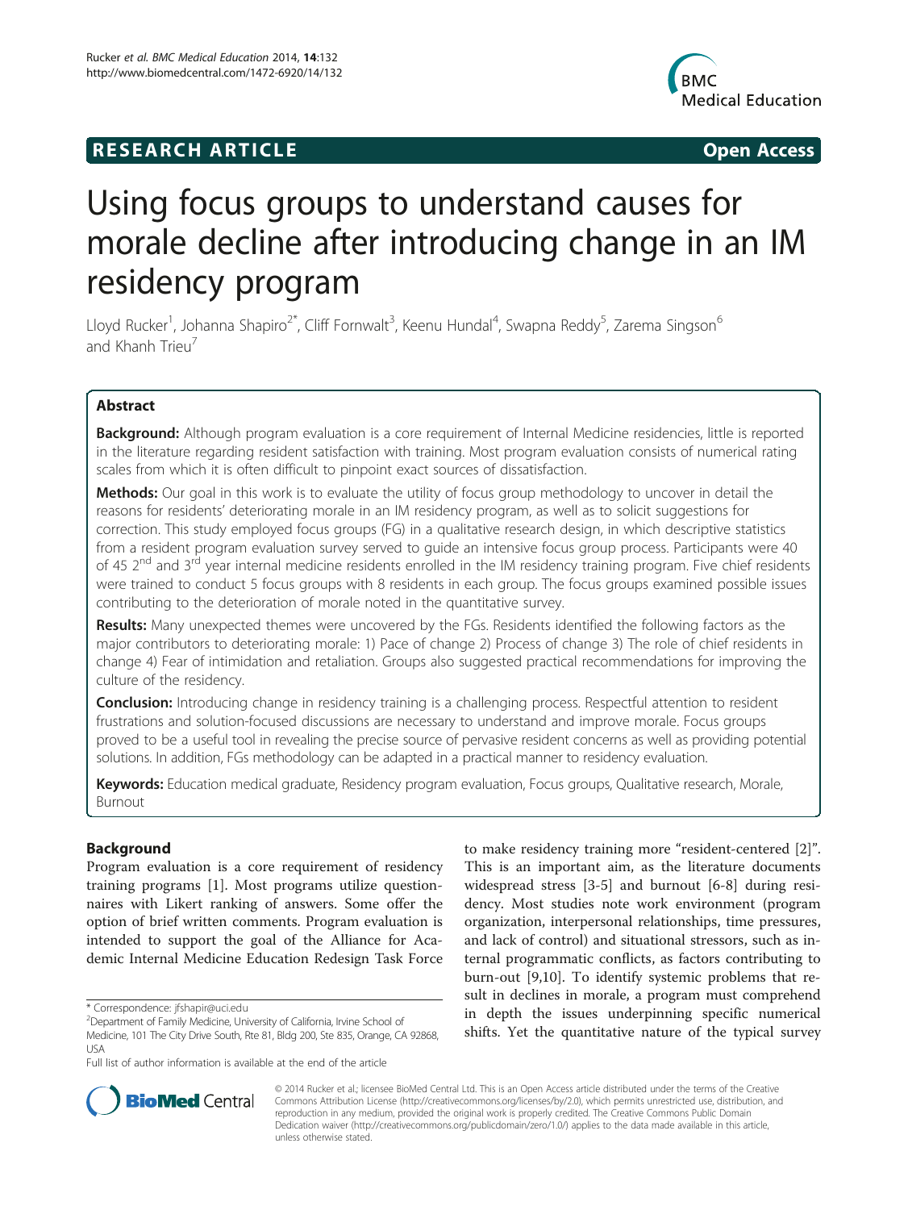RESEARCH ARTICLE **Open Access**

# Using focus groups to understand causes for morale decline after introducing change in an IM residency program

Lloyd Rucker[1], Johanna Shapiro[2*], Cliff Fornwalt[3], Keenu Hundal[4], Swapna Reddy[5], Zarema Singson[6] and Khanh Trieu[7]

## Abstract

**Background:** Although program evaluation is a core requirement of Internal Medicine residencies, little is reported in the literature regarding resident satisfaction with training. Most program evaluation consists of numerical rating scales from which it is often difficult to pinpoint exact sources of dissatisfaction.

**Methods:** Our goal in this work is to evaluate the utility of focus group methodology to uncover in detail the reasons for residents' deteriorating morale in an IM residency program, as well as to solicit suggestions for correction. This study employed focus groups (FG) in a qualitative research design, in which descriptive statistics from a resident program evaluation survey served to guide an intensive focus group process. Participants were 40 of 45 2nd and 3rd year internal medicine residents enrolled in the IM residency training program. Five chief residents were trained to conduct 5 focus groups with 8 residents in each group. The focus groups examined possible issues contributing to the deterioration of morale noted in the quantitative survey.

**Results:** Many unexpected themes were uncovered by the FGs. Residents identified the following factors as the major contributors to deteriorating morale: 1) Pace of change 2) Process of change 3) The role of chief residents in change 4) Fear of intimidation and retaliation. Groups also suggested practical recommendations for improving the culture of the residency.

**Conclusion:** Introducing change in residency training is a challenging process. Respectful attention to resident frustrations and solution-focused discussions are necessary to understand and improve morale. Focus groups proved to be a useful tool in revealing the precise source of pervasive resident concerns as well as providing potential solutions. In addition, FGs methodology can be adapted in a practical manner to residency evaluation.

**Keywords:** Education medical graduate, Residency program evaluation, Focus groups, Qualitative research, Morale, Burnout

## Background

Program evaluation is a core requirement of residency training programs [1]. Most programs utilize questionnaires with Likert ranking of answers. Some offer the option of brief written comments. Program evaluation is intended to support the goal of the Alliance for Academic Internal Medicine Education Redesign Task Force to make residency training more "resident-centered [2]". This is an important aim, as the literature documents widespread stress [3-5] and burnout [6-8] during residency. Most studies note work environment (program organization, interpersonal relationships, time pressures, and lack of control) and situational stressors, such as internal programmatic conflicts, as factors contributing to burn-out [9,10]. To identify systemic problems that result in declines in morale, a program must comprehend in depth the issues underpinning specific numerical shifts. Yet the quantitative nature of the typical survey

\* Correspondence: jfshapir@uci.edu
[2]Department of Family Medicine, University of California, Irvine School of Medicine, 101 The City Drive South, Rte 81, Bldg 200, Ste 835, Orange, CA 92868, USA
Full list of author information is available at the end of the article

© 2014 Rucker et al.; licensee BioMed Central Ltd. This is an Open Access article distributed under the terms of the Creative Commons Attribution License (http://creativecommons.org/licenses/by/2.0), which permits unrestricted use, distribution, and reproduction in any medium, provided the original work is properly credited. The Creative Commons Public Domain Dedication waiver (http://creativecommons.org/publicdomain/zero/1.0/) applies to the data made available in this article, unless otherwise stated.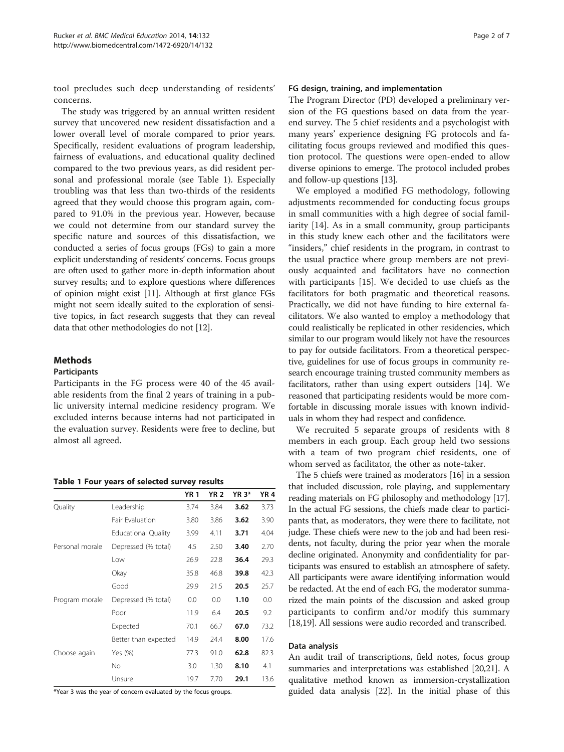tool precludes such deep understanding of residents' concerns.

The study was triggered by an annual written resident survey that uncovered new resident dissatisfaction and a lower overall level of morale compared to prior years. Specifically, resident evaluations of program leadership, fairness of evaluations, and educational quality declined compared to the two previous years, as did resident personal and professional morale (see Table 1). Especially troubling was that less than two-thirds of the residents agreed that they would choose this program again, compared to 91.0% in the previous year. However, because we could not determine from our standard survey the specific nature and sources of this dissatisfaction, we conducted a series of focus groups (FGs) to gain a more explicit understanding of residents' concerns. Focus groups are often used to gather more in-depth information about survey results; and to explore questions where differences of opinion might exist [11]. Although at first glance FGs might not seem ideally suited to the exploration of sensitive topics, in fact research suggests that they can reveal data that other methodologies do not [12].

## Methods

### Participants

Participants in the FG process were 40 of the 45 available residents from the final 2 years of training in a public university internal medicine residency program. We excluded interns because interns had not participated in the evaluation survey. Residents were free to decline, but almost all agreed.

**Table 1 Four years of selected survey results**

| | | YR 1 | YR 2 | YR 3* | YR 4 |
|---|---|---|---|---|---|
| Quality | Leadership | 3.74 | 3.84 | **3.62** | 3.73 |
| | Fair Evaluation | 3.80 | 3.86 | **3.62** | 3.90 |
| | Educational Quality | 3.99 | 4.11 | **3.71** | 4.04 |
| Personal morale | Depressed (% total) | 4.5 | 2.50 | **3.40** | 2.70 |
| | Low | 26.9 | 22.8 | **36.4** | 29.3 |
| | Okay | 35.8 | 46.8 | **39.8** | 42.3 |
| | Good | 29.9 | 21.5 | **20.5** | 25.7 |
| Program morale | Depressed (% total) | 0.0 | 0.0 | **1.10** | 0.0 |
| | Poor | 11.9 | 6.4 | **20.5** | 9.2 |
| | Expected | 70.1 | 66.7 | **67.0** | 73.2 |
| | Better than expected | 14.9 | 24.4 | **8.00** | 17.6 |
| Choose again | Yes (%) | 77.3 | 91.0 | **62.8** | 82.3 |
| | No | 3.0 | 1.30 | **8.10** | 4.1 |
| | Unsure | 19.7 | 7.70 | **29.1** | 13.6 |

*Year 3 was the year of concern evaluated by the focus groups.

### FG design, training, and implementation

The Program Director (PD) developed a preliminary version of the FG questions based on data from the year-end survey. The 5 chief residents and a psychologist with many years' experience designing FG protocols and facilitating focus groups reviewed and modified this question protocol. The questions were open-ended to allow diverse opinions to emerge. The protocol included probes and follow-up questions [13].

We employed a modified FG methodology, following adjustments recommended for conducting focus groups in small communities with a high degree of social familiarity [14]. As in a small community, group participants in this study knew each other and the facilitators were "insiders," chief residents in the program, in contrast to the usual practice where group members are not previously acquainted and facilitators have no connection with participants [15]. We decided to use chiefs as the facilitators for both pragmatic and theoretical reasons. Practically, we did not have funding to hire external facilitators. We also wanted to employ a methodology that could realistically be replicated in other residencies, which similar to our program would likely not have the resources to pay for outside facilitators. From a theoretical perspective, guidelines for use of focus groups in community research encourage training trusted community members as facilitators, rather than using expert outsiders [14]. We reasoned that participating residents would be more comfortable in discussing morale issues with known individuals in whom they had respect and confidence.

We recruited 5 separate groups of residents with 8 members in each group. Each group held two sessions with a team of two program chief residents, one of whom served as facilitator, the other as note-taker.

The 5 chiefs were trained as moderators [16] in a session that included discussion, role playing, and supplementary reading materials on FG philosophy and methodology [17]. In the actual FG sessions, the chiefs made clear to participants that, as moderators, they were there to facilitate, not judge. These chiefs were new to the job and had been residents, not faculty, during the prior year when the morale decline originated. Anonymity and confidentiality for participants was ensured to establish an atmosphere of safety. All participants were aware identifying information would be redacted. At the end of each FG, the moderator summarized the main points of the discussion and asked group participants to confirm and/or modify this summary [18,19]. All sessions were audio recorded and transcribed.

### Data analysis

An audit trail of transcriptions, field notes, focus group summaries and interpretations was established [20,21]. A qualitative method known as immersion-crystallization guided data analysis [22]. In the initial phase of this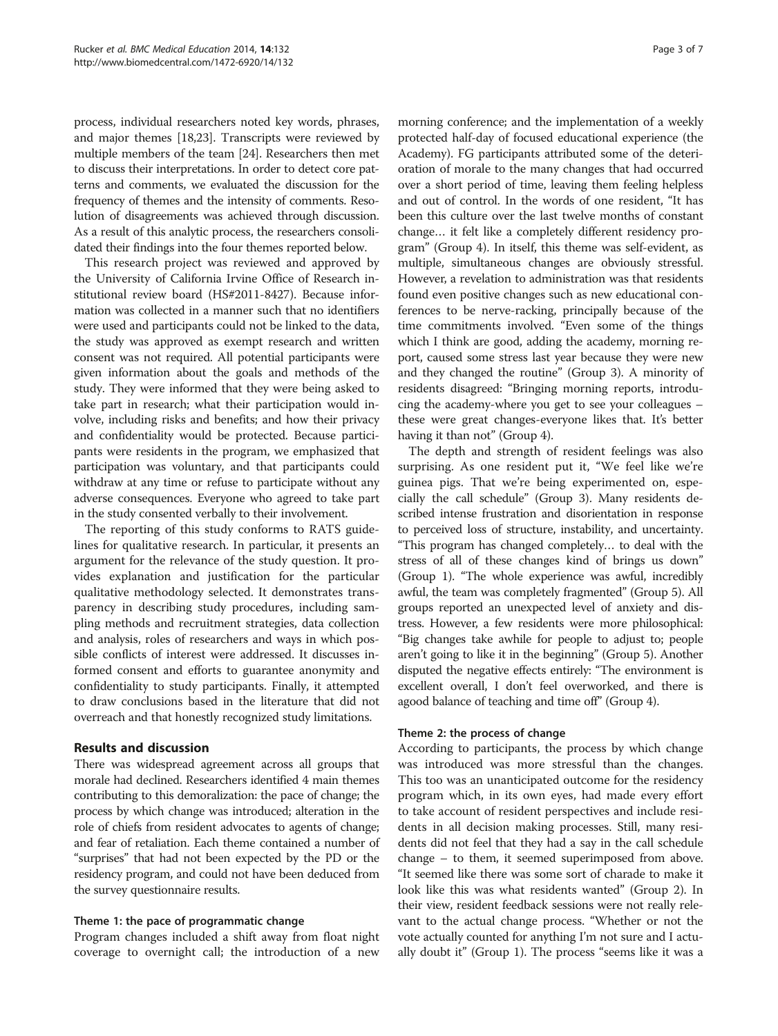process, individual researchers noted key words, phrases, and major themes [18,23]. Transcripts were reviewed by multiple members of the team [24]. Researchers then met to discuss their interpretations. In order to detect core patterns and comments, we evaluated the discussion for the frequency of themes and the intensity of comments. Resolution of disagreements was achieved through discussion. As a result of this analytic process, the researchers consolidated their findings into the four themes reported below.

This research project was reviewed and approved by the University of California Irvine Office of Research institutional review board (HS#2011-8427). Because information was collected in a manner such that no identifiers were used and participants could not be linked to the data, the study was approved as exempt research and written consent was not required. All potential participants were given information about the goals and methods of the study. They were informed that they were being asked to take part in research; what their participation would involve, including risks and benefits; and how their privacy and confidentiality would be protected. Because participants were residents in the program, we emphasized that participation was voluntary, and that participants could withdraw at any time or refuse to participate without any adverse consequences. Everyone who agreed to take part in the study consented verbally to their involvement.

The reporting of this study conforms to RATS guidelines for qualitative research. In particular, it presents an argument for the relevance of the study question. It provides explanation and justification for the particular qualitative methodology selected. It demonstrates transparency in describing study procedures, including sampling methods and recruitment strategies, data collection and analysis, roles of researchers and ways in which possible conflicts of interest were addressed. It discusses informed consent and efforts to guarantee anonymity and confidentiality to study participants. Finally, it attempted to draw conclusions based in the literature that did not overreach and that honestly recognized study limitations.

## Results and discussion

There was widespread agreement across all groups that morale had declined. Researchers identified 4 main themes contributing to this demoralization: the pace of change; the process by which change was introduced; alteration in the role of chiefs from resident advocates to agents of change; and fear of retaliation. Each theme contained a number of "surprises" that had not been expected by the PD or the residency program, and could not have been deduced from the survey questionnaire results.

### Theme 1: the pace of programmatic change

Program changes included a shift away from float night coverage to overnight call; the introduction of a new morning conference; and the implementation of a weekly protected half-day of focused educational experience (the Academy). FG participants attributed some of the deterioration of morale to the many changes that had occurred over a short period of time, leaving them feeling helpless and out of control. In the words of one resident, "It has been this culture over the last twelve months of constant change… it felt like a completely different residency program" (Group 4). In itself, this theme was self-evident, as multiple, simultaneous changes are obviously stressful. However, a revelation to administration was that residents found even positive changes such as new educational conferences to be nerve-racking, principally because of the time commitments involved. "Even some of the things which I think are good, adding the academy, morning report, caused some stress last year because they were new and they changed the routine" (Group 3). A minority of residents disagreed: "Bringing morning reports, introducing the academy-where you get to see your colleagues – these were great changes-everyone likes that. It's better having it than not" (Group 4).

The depth and strength of resident feelings was also surprising. As one resident put it, "We feel like we're guinea pigs. That we're being experimented on, especially the call schedule" (Group 3). Many residents described intense frustration and disorientation in response to perceived loss of structure, instability, and uncertainty. "This program has changed completely… to deal with the stress of all of these changes kind of brings us down" (Group 1). "The whole experience was awful, incredibly awful, the team was completely fragmented" (Group 5). All groups reported an unexpected level of anxiety and distress. However, a few residents were more philosophical: "Big changes take awhile for people to adjust to; people aren't going to like it in the beginning" (Group 5). Another disputed the negative effects entirely: "The environment is excellent overall, I don't feel overworked, and there is agood balance of teaching and time off" (Group 4).

### Theme 2: the process of change

According to participants, the process by which change was introduced was more stressful than the changes. This too was an unanticipated outcome for the residency program which, in its own eyes, had made every effort to take account of resident perspectives and include residents in all decision making processes. Still, many residents did not feel that they had a say in the call schedule change – to them, it seemed superimposed from above. "It seemed like there was some sort of charade to make it look like this was what residents wanted" (Group 2). In their view, resident feedback sessions were not really relevant to the actual change process. "Whether or not the vote actually counted for anything I'm not sure and I actually doubt it" (Group 1). The process "seems like it was a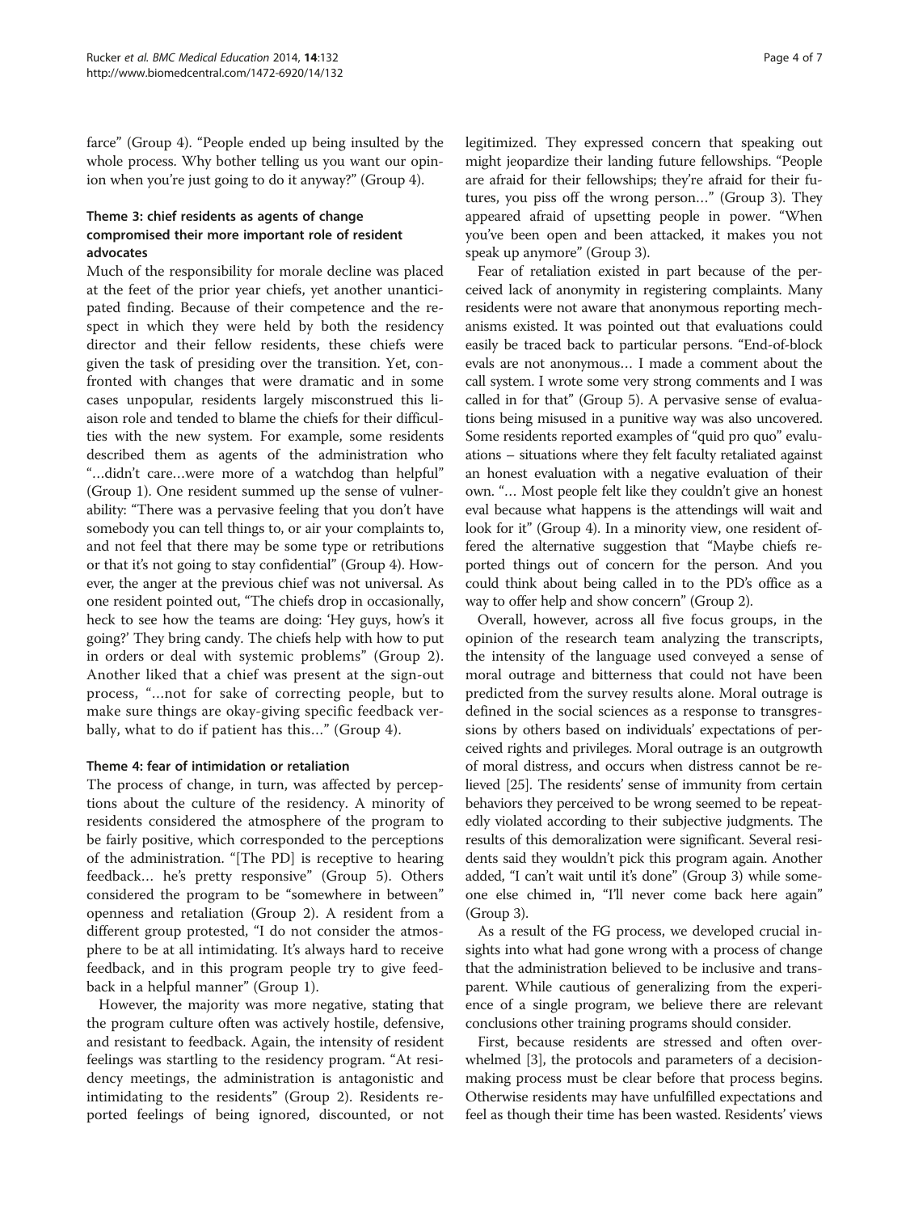farce" (Group 4). "People ended up being insulted by the whole process. Why bother telling us you want our opinion when you're just going to do it anyway?" (Group 4).

### Theme 3: chief residents as agents of change compromised their more important role of resident advocates

Much of the responsibility for morale decline was placed at the feet of the prior year chiefs, yet another unanticipated finding. Because of their competence and the respect in which they were held by both the residency director and their fellow residents, these chiefs were given the task of presiding over the transition. Yet, confronted with changes that were dramatic and in some cases unpopular, residents largely misconstrued this liaison role and tended to blame the chiefs for their difficulties with the new system. For example, some residents described them as agents of the administration who "…didn't care…were more of a watchdog than helpful" (Group 1). One resident summed up the sense of vulnerability: "There was a pervasive feeling that you don't have somebody you can tell things to, or air your complaints to, and not feel that there may be some type or retributions or that it's not going to stay confidential" (Group 4). However, the anger at the previous chief was not universal. As one resident pointed out, "The chiefs drop in occasionally, heck to see how the teams are doing: 'Hey guys, how's it going?' They bring candy. The chiefs help with how to put in orders or deal with systemic problems" (Group 2). Another liked that a chief was present at the sign-out process, "…not for sake of correcting people, but to make sure things are okay-giving specific feedback verbally, what to do if patient has this…" (Group 4).

### Theme 4: fear of intimidation or retaliation

The process of change, in turn, was affected by perceptions about the culture of the residency. A minority of residents considered the atmosphere of the program to be fairly positive, which corresponded to the perceptions of the administration. "[The PD] is receptive to hearing feedback… he's pretty responsive" (Group 5). Others considered the program to be "somewhere in between" openness and retaliation (Group 2). A resident from a different group protested, "I do not consider the atmosphere to be at all intimidating. It's always hard to receive feedback, and in this program people try to give feedback in a helpful manner" (Group 1).

However, the majority was more negative, stating that the program culture often was actively hostile, defensive, and resistant to feedback. Again, the intensity of resident feelings was startling to the residency program. "At residency meetings, the administration is antagonistic and intimidating to the residents" (Group 2). Residents reported feelings of being ignored, discounted, or not legitimized. They expressed concern that speaking out might jeopardize their landing future fellowships. "People are afraid for their fellowships; they're afraid for their futures, you piss off the wrong person…" (Group 3). They appeared afraid of upsetting people in power. "When you've been open and been attacked, it makes you not speak up anymore" (Group 3).

Fear of retaliation existed in part because of the perceived lack of anonymity in registering complaints. Many residents were not aware that anonymous reporting mechanisms existed. It was pointed out that evaluations could easily be traced back to particular persons. "End-of-block evals are not anonymous… I made a comment about the call system. I wrote some very strong comments and I was called in for that" (Group 5). A pervasive sense of evaluations being misused in a punitive way was also uncovered. Some residents reported examples of "quid pro quo" evaluations – situations where they felt faculty retaliated against an honest evaluation with a negative evaluation of their own. "… Most people felt like they couldn't give an honest eval because what happens is the attendings will wait and look for it" (Group 4). In a minority view, one resident offered the alternative suggestion that "Maybe chiefs reported things out of concern for the person. And you could think about being called in to the PD's office as a way to offer help and show concern" (Group 2).

Overall, however, across all five focus groups, in the opinion of the research team analyzing the transcripts, the intensity of the language used conveyed a sense of moral outrage and bitterness that could not have been predicted from the survey results alone. Moral outrage is defined in the social sciences as a response to transgressions by others based on individuals' expectations of perceived rights and privileges. Moral outrage is an outgrowth of moral distress, and occurs when distress cannot be relieved [25]. The residents' sense of immunity from certain behaviors they perceived to be wrong seemed to be repeatedly violated according to their subjective judgments. The results of this demoralization were significant. Several residents said they wouldn't pick this program again. Another added, "I can't wait until it's done" (Group 3) while someone else chimed in, "I'll never come back here again" (Group 3).

As a result of the FG process, we developed crucial insights into what had gone wrong with a process of change that the administration believed to be inclusive and transparent. While cautious of generalizing from the experience of a single program, we believe there are relevant conclusions other training programs should consider.

First, because residents are stressed and often overwhelmed [3], the protocols and parameters of a decision-making process must be clear before that process begins. Otherwise residents may have unfulfilled expectations and feel as though their time has been wasted. Residents' views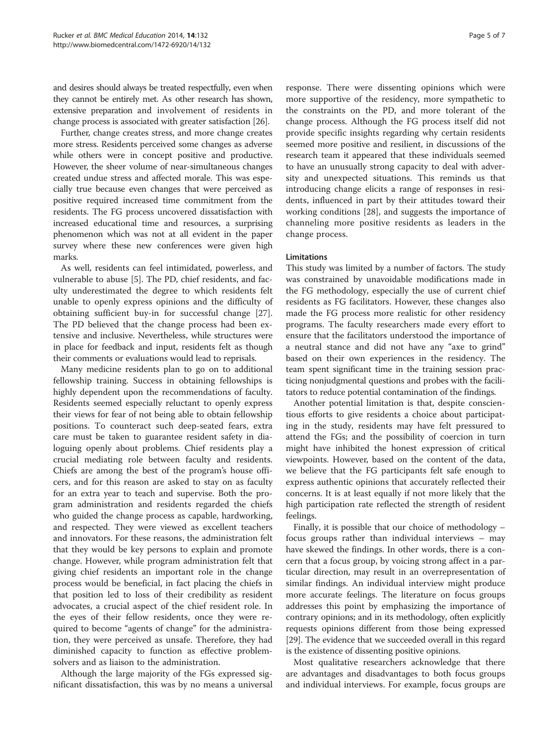and desires should always be treated respectfully, even when they cannot be entirely met. As other research has shown, extensive preparation and involvement of residents in change process is associated with greater satisfaction [26].

Further, change creates stress, and more change creates more stress. Residents perceived some changes as adverse while others were in concept positive and productive. However, the sheer volume of near-simultaneous changes created undue stress and affected morale. This was especially true because even changes that were perceived as positive required increased time commitment from the residents. The FG process uncovered dissatisfaction with increased educational time and resources, a surprising phenomenon which was not at all evident in the paper survey where these new conferences were given high marks.

As well, residents can feel intimidated, powerless, and vulnerable to abuse [5]. The PD, chief residents, and faculty underestimated the degree to which residents felt unable to openly express opinions and the difficulty of obtaining sufficient buy-in for successful change [27]. The PD believed that the change process had been extensive and inclusive. Nevertheless, while structures were in place for feedback and input, residents felt as though their comments or evaluations would lead to reprisals.

Many medicine residents plan to go on to additional fellowship training. Success in obtaining fellowships is highly dependent upon the recommendations of faculty. Residents seemed especially reluctant to openly express their views for fear of not being able to obtain fellowship positions. To counteract such deep-seated fears, extra care must be taken to guarantee resident safety in dialoguing openly about problems. Chief residents play a crucial mediating role between faculty and residents. Chiefs are among the best of the program's house officers, and for this reason are asked to stay on as faculty for an extra year to teach and supervise. Both the program administration and residents regarded the chiefs who guided the change process as capable, hardworking, and respected. They were viewed as excellent teachers and innovators. For these reasons, the administration felt that they would be key persons to explain and promote change. However, while program administration felt that giving chief residents an important role in the change process would be beneficial, in fact placing the chiefs in that position led to loss of their credibility as resident advocates, a crucial aspect of the chief resident role. In the eyes of their fellow residents, once they were required to become "agents of change" for the administration, they were perceived as unsafe. Therefore, they had diminished capacity to function as effective problem-solvers and as liaison to the administration.

Although the large majority of the FGs expressed significant dissatisfaction, this was by no means a universal response. There were dissenting opinions which were more supportive of the residency, more sympathetic to the constraints on the PD, and more tolerant of the change process. Although the FG process itself did not provide specific insights regarding why certain residents seemed more positive and resilient, in discussions of the research team it appeared that these individuals seemed to have an unusually strong capacity to deal with adversity and unexpected situations. This reminds us that introducing change elicits a range of responses in residents, influenced in part by their attitudes toward their working conditions [28], and suggests the importance of channeling more positive residents as leaders in the change process.

### Limitations

This study was limited by a number of factors. The study was constrained by unavoidable modifications made in the FG methodology, especially the use of current chief residents as FG facilitators. However, these changes also made the FG process more realistic for other residency programs. The faculty researchers made every effort to ensure that the facilitators understood the importance of a neutral stance and did not have any "axe to grind" based on their own experiences in the residency. The team spent significant time in the training session practicing nonjudgmental questions and probes with the facilitators to reduce potential contamination of the findings.

Another potential limitation is that, despite conscientious efforts to give residents a choice about participating in the study, residents may have felt pressured to attend the FGs; and the possibility of coercion in turn might have inhibited the honest expression of critical viewpoints. However, based on the content of the data, we believe that the FG participants felt safe enough to express authentic opinions that accurately reflected their concerns. It is at least equally if not more likely that the high participation rate reflected the strength of resident feelings.

Finally, it is possible that our choice of methodology – focus groups rather than individual interviews – may have skewed the findings. In other words, there is a concern that a focus group, by voicing strong affect in a particular direction, may result in an overrepresentation of similar findings. An individual interview might produce more accurate feelings. The literature on focus groups addresses this point by emphasizing the importance of contrary opinions; and in its methodology, often explicitly requests opinions different from those being expressed [29]. The evidence that we succeeded overall in this regard is the existence of dissenting positive opinions.

Most qualitative researchers acknowledge that there are advantages and disadvantages to both focus groups and individual interviews. For example, focus groups are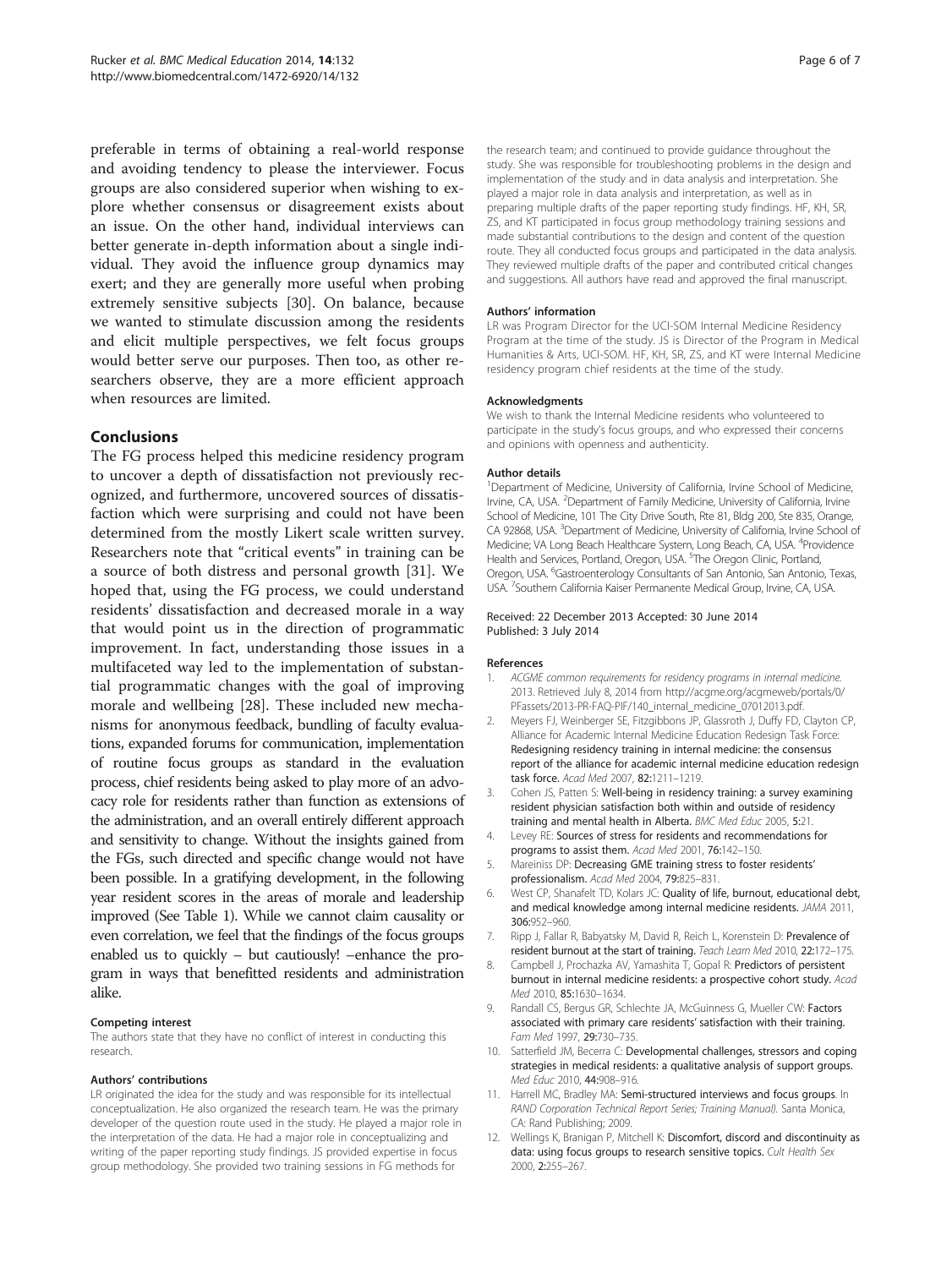preferable in terms of obtaining a real-world response and avoiding tendency to please the interviewer. Focus groups are also considered superior when wishing to explore whether consensus or disagreement exists about an issue. On the other hand, individual interviews can better generate in-depth information about a single individual. They avoid the influence group dynamics may exert; and they are generally more useful when probing extremely sensitive subjects [30]. On balance, because we wanted to stimulate discussion among the residents and elicit multiple perspectives, we felt focus groups would better serve our purposes. Then too, as other researchers observe, they are a more efficient approach when resources are limited.

## Conclusions

The FG process helped this medicine residency program to uncover a depth of dissatisfaction not previously recognized, and furthermore, uncovered sources of dissatisfaction which were surprising and could not have been determined from the mostly Likert scale written survey. Researchers note that "critical events" in training can be a source of both distress and personal growth [31]. We hoped that, using the FG process, we could understand residents' dissatisfaction and decreased morale in a way that would point us in the direction of programmatic improvement. In fact, understanding those issues in a multifaceted way led to the implementation of substantial programmatic changes with the goal of improving morale and wellbeing [28]. These included new mechanisms for anonymous feedback, bundling of faculty evaluations, expanded forums for communication, implementation of routine focus groups as standard in the evaluation process, chief residents being asked to play more of an advocacy role for residents rather than function as extensions of the administration, and an overall entirely different approach and sensitivity to change. Without the insights gained from the FGs, such directed and specific change would not have been possible. In a gratifying development, in the following year resident scores in the areas of morale and leadership improved (See Table 1). While we cannot claim causality or even correlation, we feel that the findings of the focus groups enabled us to quickly – but cautiously! –enhance the program in ways that benefitted residents and administration alike.

#### Competing interest

The authors state that they have no conflict of interest in conducting this research.

#### Authors' contributions

LR originated the idea for the study and was responsible for its intellectual conceptualization. He also organized the research team. He was the primary developer of the question route used in the study. He played a major role in the interpretation of the data. He had a major role in conceptualizing and writing of the paper reporting study findings. JS provided expertise in focus group methodology. She provided two training sessions in FG methods for the research team; and continued to provide guidance throughout the study. She was responsible for troubleshooting problems in the design and implementation of the study and in data analysis and interpretation. She played a major role in data analysis and interpretation, as well as in preparing multiple drafts of the paper reporting study findings. HF, KH, SR, ZS, and KT participated in focus group methodology training sessions and made substantial contributions to the design and content of the question route. They all conducted focus groups and participated in the data analysis. They reviewed multiple drafts of the paper and contributed critical changes and suggestions. All authors have read and approved the final manuscript.

#### Authors' information

LR was Program Director for the UCI-SOM Internal Medicine Residency Program at the time of the study. JS is Director of the Program in Medical Humanities & Arts, UCI-SOM. HF, KH, SR, ZS, and KT were Internal Medicine residency program chief residents at the time of the study.

#### Acknowledgments

We wish to thank the Internal Medicine residents who volunteered to participate in the study's focus groups, and who expressed their concerns and opinions with openness and authenticity.

#### Author details

[1]Department of Medicine, University of California, Irvine School of Medicine, Irvine, CA, USA. [2]Department of Family Medicine, University of California, Irvine School of Medicine, 101 The City Drive South, Rte 81, Bldg 200, Ste 835, Orange, CA 92868, USA. [3]Department of Medicine, University of California, Irvine School of Medicine; VA Long Beach Healthcare System, Long Beach, CA, USA. [4]Providence Health and Services, Portland, Oregon, USA. [5]The Oregon Clinic, Portland, Oregon, USA. [6]Gastroenterology Consultants of San Antonio, San Antonio, Texas, USA. [7]Southern California Kaiser Permanente Medical Group, Irvine, CA, USA.

Received: 22 December 2013 Accepted: 30 June 2014
Published: 3 July 2014

#### References

1. *ACGME common requirements for residency programs in internal medicine.* 2013. Retrieved July 8, 2014 from http://acgme.org/acgmeweb/portals/0/PFassets/2013-PR-FAQ-PIF/140_internal_medicine_07012013.pdf.
2. Meyers FJ, Weinberger SE, Fitzgibbons JP, Glassroth J, Duffy FD, Clayton CP, Alliance for Academic Internal Medicine Education Redesign Task Force: **Redesigning residency training in internal medicine: the consensus report of the alliance for academic internal medicine education redesign task force.** *Acad Med* 2007, **82:**1211–1219.
3. Cohen JS, Patten S: **Well-being in residency training: a survey examining resident physician satisfaction both within and outside of residency training and mental health in Alberta.** *BMC Med Educ* 2005, **5:**21.
4. Levey RE: **Sources of stress for residents and recommendations for programs to assist them.** *Acad Med* 2001, **76:**142–150.
5. Mareiniss DP: **Decreasing GME training stress to foster residents' professionalism.** *Acad Med* 2004, **79:**825–831.
6. West CP, Shanafelt TD, Kolars JC: **Quality of life, burnout, educational debt, and medical knowledge among internal medicine residents.** *JAMA* 2011, **306:**952–960.
7. Ripp J, Fallar R, Babyatsky M, David R, Reich L, Korenstein D: **Prevalence of resident burnout at the start of training.** *Teach Learn Med* 2010, **22:**172–175.
8. Campbell J, Prochazka AV, Yamashita T, Gopal R: **Predictors of persistent burnout in internal medicine residents: a prospective cohort study.** *Acad Med* 2010, **85:**1630–1634.
9. Randall CS, Bergus GR, Schlechte JA, McGuinness G, Mueller CW: **Factors associated with primary care residents' satisfaction with their training.** *Fam Med* 1997, **29:**730–735.
10. Satterfield JM, Becerra C: **Developmental challenges, stressors and coping strategies in medical residents: a qualitative analysis of support groups.** *Med Educ* 2010, **44:**908–916.
11. Harrell MC, Bradley MA: **Semi-structured interviews and focus groups.** In *RAND Corporation Technical Report Series; Training Manual).* Santa Monica, CA: Rand Publishing; 2009.
12. Wellings K, Branigan P, Mitchell K: **Discomfort, discord and discontinuity as data: using focus groups to research sensitive topics.** *Cult Health Sex* 2000, **2:**255–267.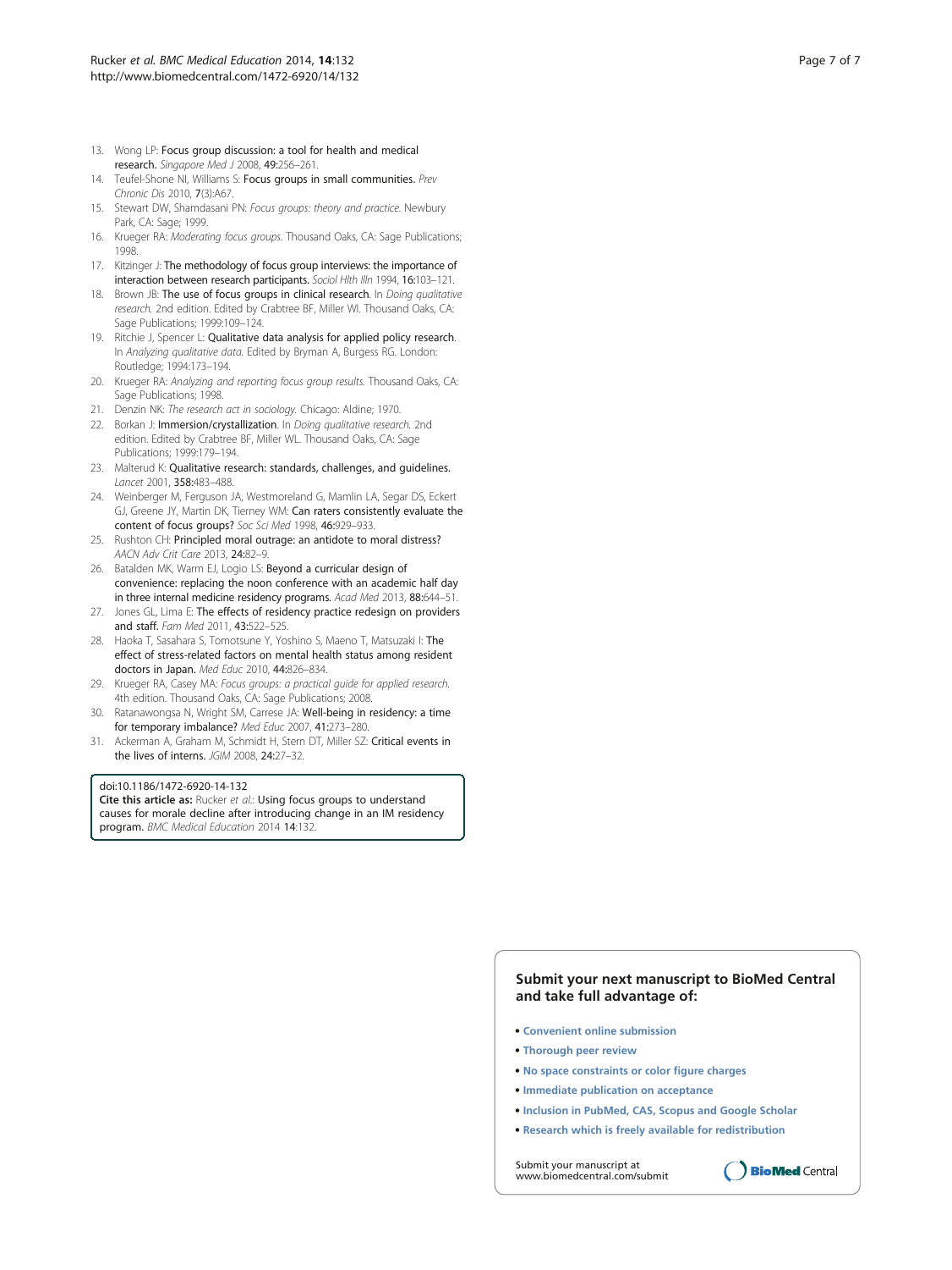13. Wong LP: **Focus group discussion: a tool for health and medical research.** *Singapore Med J* 2008, **49:**256–261.
14. Teufel-Shone NI, Williams S: **Focus groups in small communities.** *Prev Chronic Dis* 2010, **7**(3):A67.
15. Stewart DW, Shamdasani PN: *Focus groups: theory and practice.* Newbury Park, CA: Sage; 1999.
16. Krueger RA: *Moderating focus groups.* Thousand Oaks, CA: Sage Publications; 1998.
17. Kitzinger J: **The methodology of focus group interviews: the importance of interaction between research participants.** *Sociol Hlth Illn* 1994, **16:**103–121.
18. Brown JB: **The use of focus groups in clinical research.** In *Doing qualitative research.* 2nd edition. Edited by Crabtree BF, Miller WI. Thousand Oaks, CA: Sage Publications; 1999:109–124.
19. Ritchie J, Spencer L: **Qualitative data analysis for applied policy research.** In *Analyzing qualitative data.* Edited by Bryman A, Burgess RG. London: Routledge; 1994:173–194.
20. Krueger RA: *Analyzing and reporting focus group results.* Thousand Oaks, CA: Sage Publications; 1998.
21. Denzin NK: *The research act in sociology.* Chicago: Aldine; 1970.
22. Borkan J: **Immersion/crystallization.** In *Doing qualitative research.* 2nd edition. Edited by Crabtree BF, Miller WL. Thousand Oaks, CA: Sage Publications; 1999:179–194.
23. Malterud K: **Qualitative research: standards, challenges, and guidelines.** *Lancet* 2001, **358:**483–488.
24. Weinberger M, Ferguson JA, Westmoreland G, Mamlin LA, Segar DS, Eckert GJ, Greene JY, Martin DK, Tierney WM: **Can raters consistently evaluate the content of focus groups?** *Soc Sci Med* 1998, **46:**929–933.
25. Rushton CH: **Principled moral outrage: an antidote to moral distress?** *AACN Adv Crit Care* 2013, **24:**82–9.
26. Batalden MK, Warm EJ, Logio LS: **Beyond a curricular design of convenience: replacing the noon conference with an academic half day in three internal medicine residency programs.** *Acad Med* 2013, **88:**644–51.
27. Jones GL, Lima E: **The effects of residency practice redesign on providers and staff.** *Fam Med* 2011, **43:**522–525.
28. Haoka T, Sasahara S, Tomotsune Y, Yoshino S, Maeno T, Matsuzaki I: **The effect of stress-related factors on mental health status among resident doctors in Japan.** *Med Educ* 2010, **44:**826–834.
29. Krueger RA, Casey MA: *Focus groups: a practical guide for applied research.* 4th edition. Thousand Oaks, CA: Sage Publications; 2008.
30. Ratanawongsa N, Wright SM, Carrese JA: **Well-being in residency: a time for temporary imbalance?** *Med Educ* 2007, **41:**273–280.
31. Ackerman A, Graham M, Schmidt H, Stern DT, Miller SZ: **Critical events in the lives of interns.** *JGIM* 2008, **24:**27–32.

doi:10.1186/1472-6920-14-132
**Cite this article as:** Rucker *et al.*: Using focus groups to understand causes for morale decline after introducing change in an IM residency program. *BMC Medical Education* 2014 **14**:132.

**Submit your next manuscript to BioMed Central and take full advantage of:**

- **Convenient online submission**
- **Thorough peer review**
- **No space constraints or color figure charges**
- **Immediate publication on acceptance**
- **Inclusion in PubMed, CAS, Scopus and Google Scholar**
- **Research which is freely available for redistribution**

Submit your manuscript at
www.biomedcentral.com/submit

BioMed Central